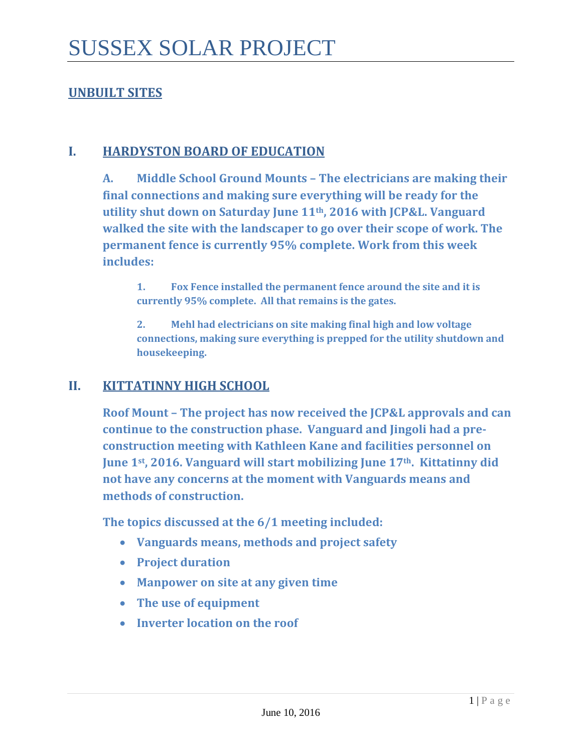# SUSSEX SOLAR PROJECT

## UNBUILT SITES

### I. HARDYSTON BOARD OF EDUCATION

**A. Middle School Ground Mounts – The electricians are making their final connections and making sure everything will be ready for the utility shut down on Saturday June 11th, 2016 with JCP&L. Vanguard walked the site with the landscaper to go over their scope of work. The permanent fence is currently 95% complete. Work from this week includes:**

1. **Fox Fence installed the permanent fence around the site and it is currently 95% complete. All that remains is the gates.**

2. **Mehl had electricians on site making final high and low voltage connections, making sure everything is prepped for the utility shutdown and housekeeping.**

### II. KITTATINNY HIGH SCHOOL

**Roof Mount – The project has now received the JCP&L approvals and can continue to the construction phase. Vanguard and Jingoli had a pre-construction meeting with Kathleen Kane and facilities personnel on June 1st, 2016. Vanguard will start mobilizing June 17th. Kittatinny did not have any concerns at the moment with Vanguards means and methods of construction.**

**The topics discussed at the 6/1 meeting included:**

- **Vanguards means, methods and project safety**
- **Project duration**
- **Manpower on site at any given time**
- **The use of equipment**
- **Inverter location on the roof**

June 10, 2016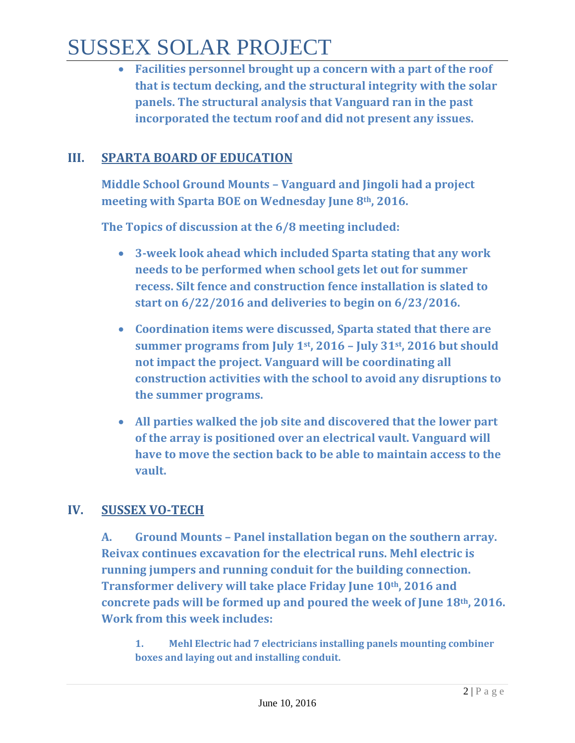- **Facilities personnel brought up a concern with a part of the roof that is tectum decking, and the structural integrity with the solar panels. The structural analysis that Vanguard ran in the past incorporated the tectum roof and did not present any issues.**

## III. SPARTA BOARD OF EDUCATION

**Middle School Ground Mounts – Vanguard and Jingoli had a project meeting with Sparta BOE on Wednesday June 8th, 2016.**

**The Topics of discussion at the 6/8 meeting included:**

- **3-week look ahead which included Sparta stating that any work needs to be performed when school gets let out for summer recess. Silt fence and construction fence installation is slated to start on 6/22/2016 and deliveries to begin on 6/23/2016.**

- **Coordination items were discussed, Sparta stated that there are summer programs from July 1st, 2016 – July 31st, 2016 but should not impact the project. Vanguard will be coordinating all construction activities with the school to avoid any disruptions to the summer programs.**

- **All parties walked the job site and discovered that the lower part of the array is positioned over an electrical vault. Vanguard will have to move the section back to be able to maintain access to the vault.**

## IV. SUSSEX VO-TECH

**A. Ground Mounts – Panel installation began on the southern array. Reivax continues excavation for the electrical runs. Mehl electric is running jumpers and running conduit for the building connection. Transformer delivery will take place Friday June 10th, 2016 and concrete pads will be formed up and poured the week of June 18th, 2016. Work from this week includes:**

1. **Mehl Electric had 7 electricians installing panels mounting combiner boxes and laying out and installing conduit.**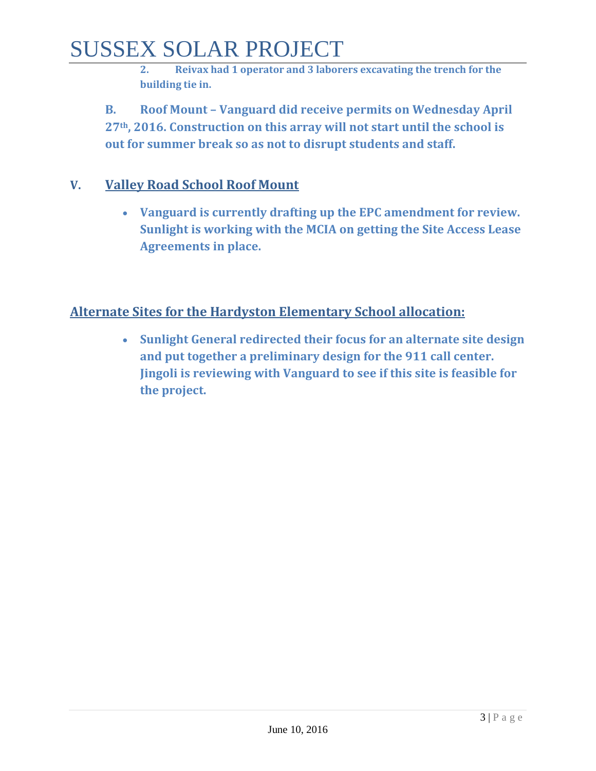**2. Reivax had 1 operator and 3 laborers excavating the trench for the building tie in.**

**B. Roof Mount – Vanguard did receive permits on Wednesday April 27th, 2016. Construction on this array will not start until the school is out for summer break so as not to disrupt students and staff.**

## V. Valley Road School Roof Mount

- **Vanguard is currently drafting up the EPC amendment for review. Sunlight is working with the MCIA on getting the Site Access Lease Agreements in place.**

## Alternate Sites for the Hardyston Elementary School allocation:

- **Sunlight General redirected their focus for an alternate site design and put together a preliminary design for the 911 call center. Jingoli is reviewing with Vanguard to see if this site is feasible for the project.**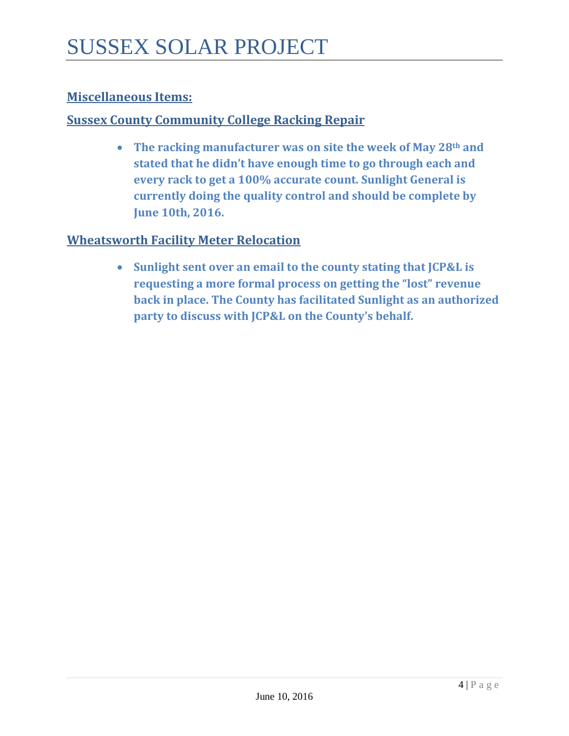# SUSSEX SOLAR PROJECT

## Miscellaneous Items:

## Sussex County Community College Racking Repair

- **The racking manufacturer was on site the week of May 28th and stated that he didn't have enough time to go through each and every rack to get a 100% accurate count. Sunlight General is currently doing the quality control and should be complete by June 10th, 2016.**

## Wheatsworth Facility Meter Relocation

- **Sunlight sent over an email to the county stating that JCP&L is requesting a more formal process on getting the "lost" revenue back in place. The County has facilitated Sunlight as an authorized party to discuss with JCP&L on the County's behalf.**